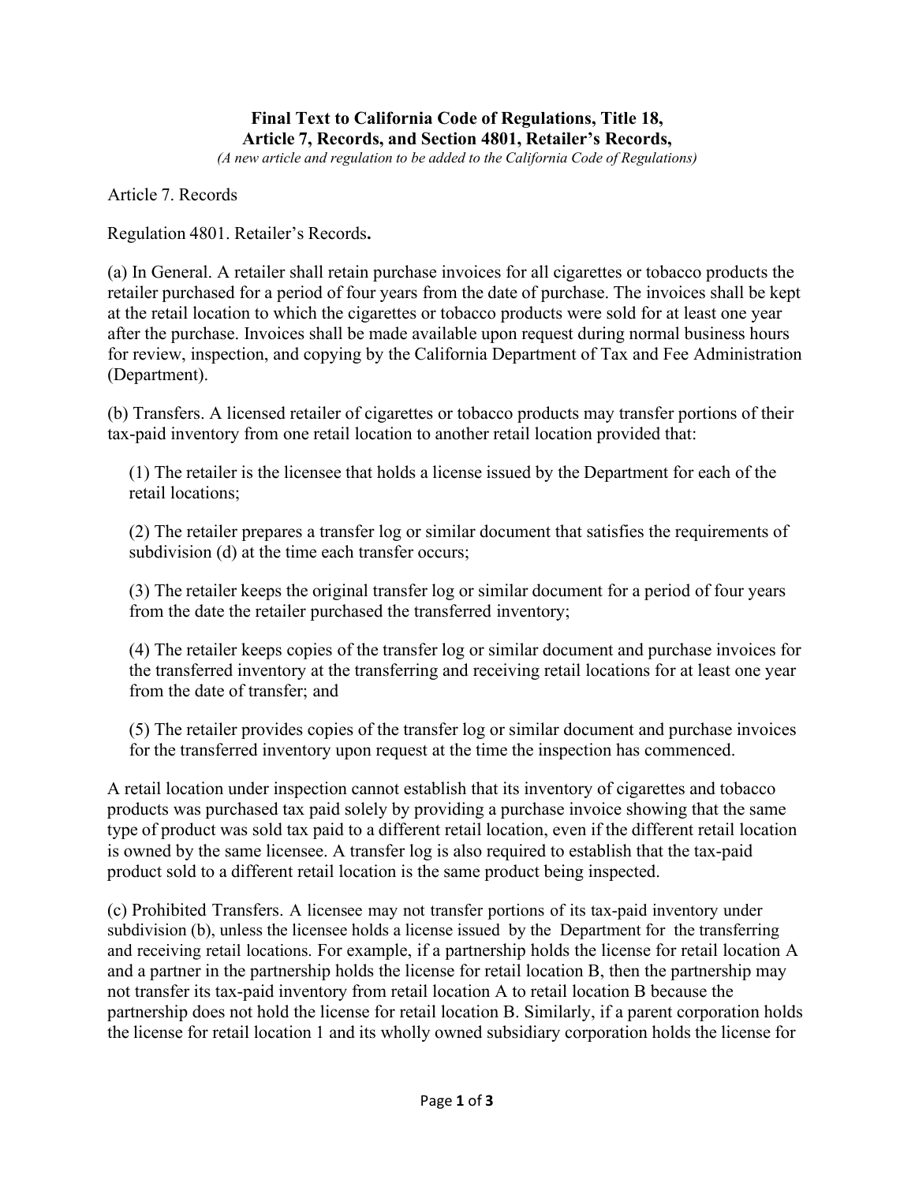**Final Text to California Code of Regulations, Title 18, Article 7, Records, and Section 4801, Retailer's Records,**

*(A new article and regulation to be added to the California Code of Regulations)*

Article 7. Records

Regulation 4801. Retailer's Records**.**

(a) In General. A retailer shall retain purchase invoices for all cigarettes or tobacco products the retailer purchased for a period of four years from the date of purchase. The invoices shall be kept at the retail location to which the cigarettes or tobacco products were sold for at least one year after the purchase. Invoices shall be made available upon request during normal business hours for review, inspection, and copying by the California Department of Tax and Fee Administration (Department).

(b) Transfers. A licensed retailer of cigarettes or tobacco products may transfer portions of their tax-paid inventory from one retail location to another retail location provided that:

(1) The retailer is the licensee that holds a license issued by the Department for each of the retail locations;

(2) The retailer prepares a transfer log or similar document that satisfies the requirements of subdivision (d) at the time each transfer occurs;

(3) The retailer keeps the original transfer log or similar document for a period of four years from the date the retailer purchased the transferred inventory;

(4) The retailer keeps copies of the transfer log or similar document and purchase invoices for the transferred inventory at the transferring and receiving retail locations for at least one year from the date of transfer; and

(5) The retailer provides copies of the transfer log or similar document and purchase invoices for the transferred inventory upon request at the time the inspection has commenced.

A retail location under inspection cannot establish that its inventory of cigarettes and tobacco products was purchased tax paid solely by providing a purchase invoice showing that the same type of product was sold tax paid to a different retail location, even if the different retail location is owned by the same licensee. A transfer log is also required to establish that the tax-paid product sold to a different retail location is the same product being inspected.

(c) Prohibited Transfers. A licensee may not transfer portions of its tax-paid inventory under subdivision (b), unless the licensee holds a license issued by the Department for the transferring and receiving retail locations. For example, if a partnership holds the license for retail location A and a partner in the partnership holds the license for retail location B, then the partnership may not transfer its tax-paid inventory from retail location A to retail location B because the partnership does not hold the license for retail location B. Similarly, if a parent corporation holds the license for retail location 1 and its wholly owned subsidiary corporation holds the license for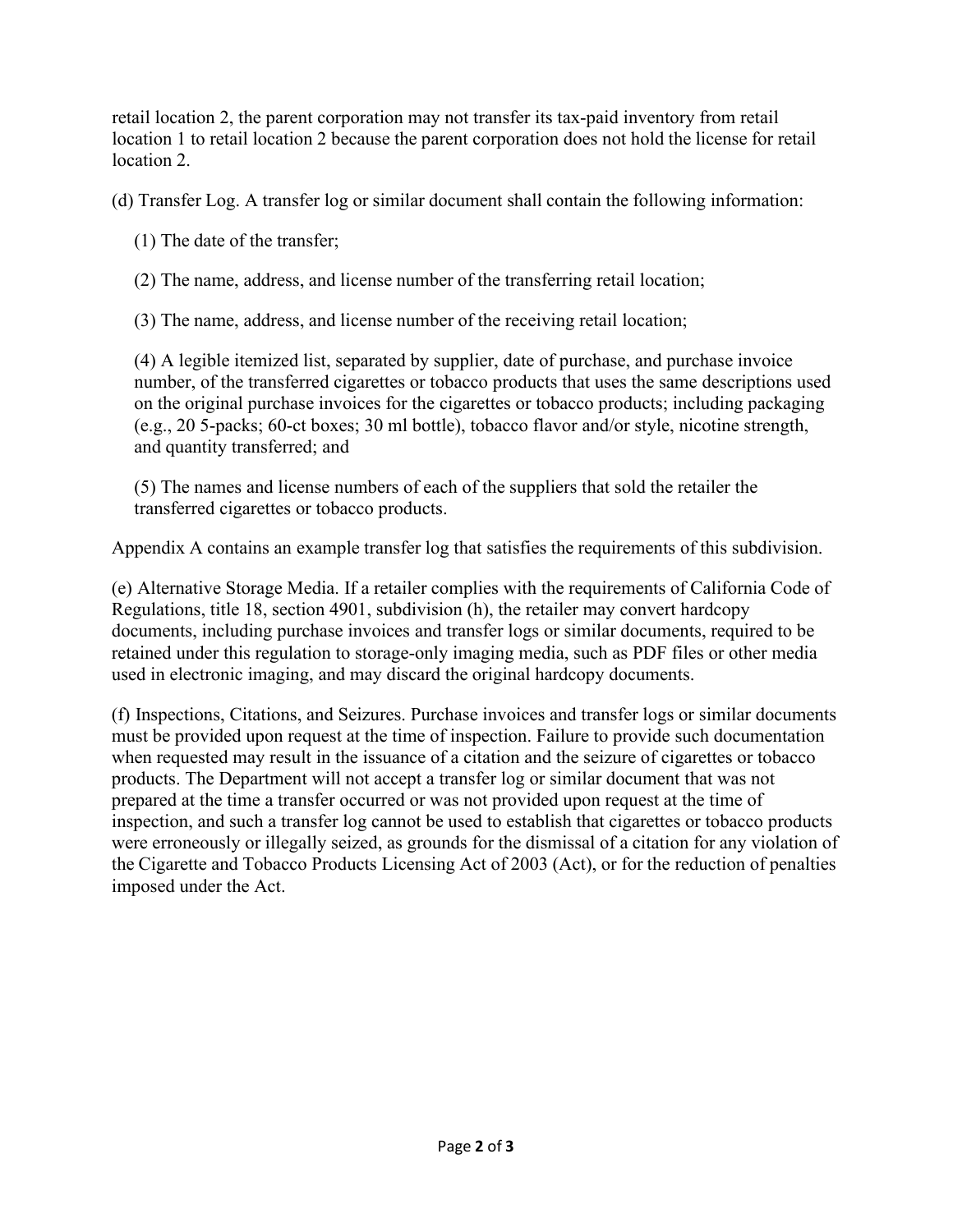retail location 2, the parent corporation may not transfer its tax-paid inventory from retail location 1 to retail location 2 because the parent corporation does not hold the license for retail location 2.

(d) Transfer Log. A transfer log or similar document shall contain the following information:

(1) The date of the transfer;

(2) The name, address, and license number of the transferring retail location;

(3) The name, address, and license number of the receiving retail location;

(4) A legible itemized list, separated by supplier, date of purchase, and purchase invoice number, of the transferred cigarettes or tobacco products that uses the same descriptions used on the original purchase invoices for the cigarettes or tobacco products; including packaging (e.g., 20 5-packs; 60-ct boxes; 30 ml bottle), tobacco flavor and/or style, nicotine strength, and quantity transferred; and

(5) The names and license numbers of each of the suppliers that sold the retailer the transferred cigarettes or tobacco products.

Appendix A contains an example transfer log that satisfies the requirements of this subdivision.

(e) Alternative Storage Media. If a retailer complies with the requirements of California Code of Regulations, title 18, section 4901, subdivision (h), the retailer may convert hardcopy documents, including purchase invoices and transfer logs or similar documents, required to be retained under this regulation to storage-only imaging media, such as PDF files or other media used in electronic imaging, and may discard the original hardcopy documents.

(f) Inspections, Citations, and Seizures. Purchase invoices and transfer logs or similar documents must be provided upon request at the time of inspection. Failure to provide such documentation when requested may result in the issuance of a citation and the seizure of cigarettes or tobacco products. The Department will not accept a transfer log or similar document that was not prepared at the time a transfer occurred or was not provided upon request at the time of inspection, and such a transfer log cannot be used to establish that cigarettes or tobacco products were erroneously or illegally seized, as grounds for the dismissal of a citation for any violation of the Cigarette and Tobacco Products Licensing Act of 2003 (Act), or for the reduction of penalties imposed under the Act.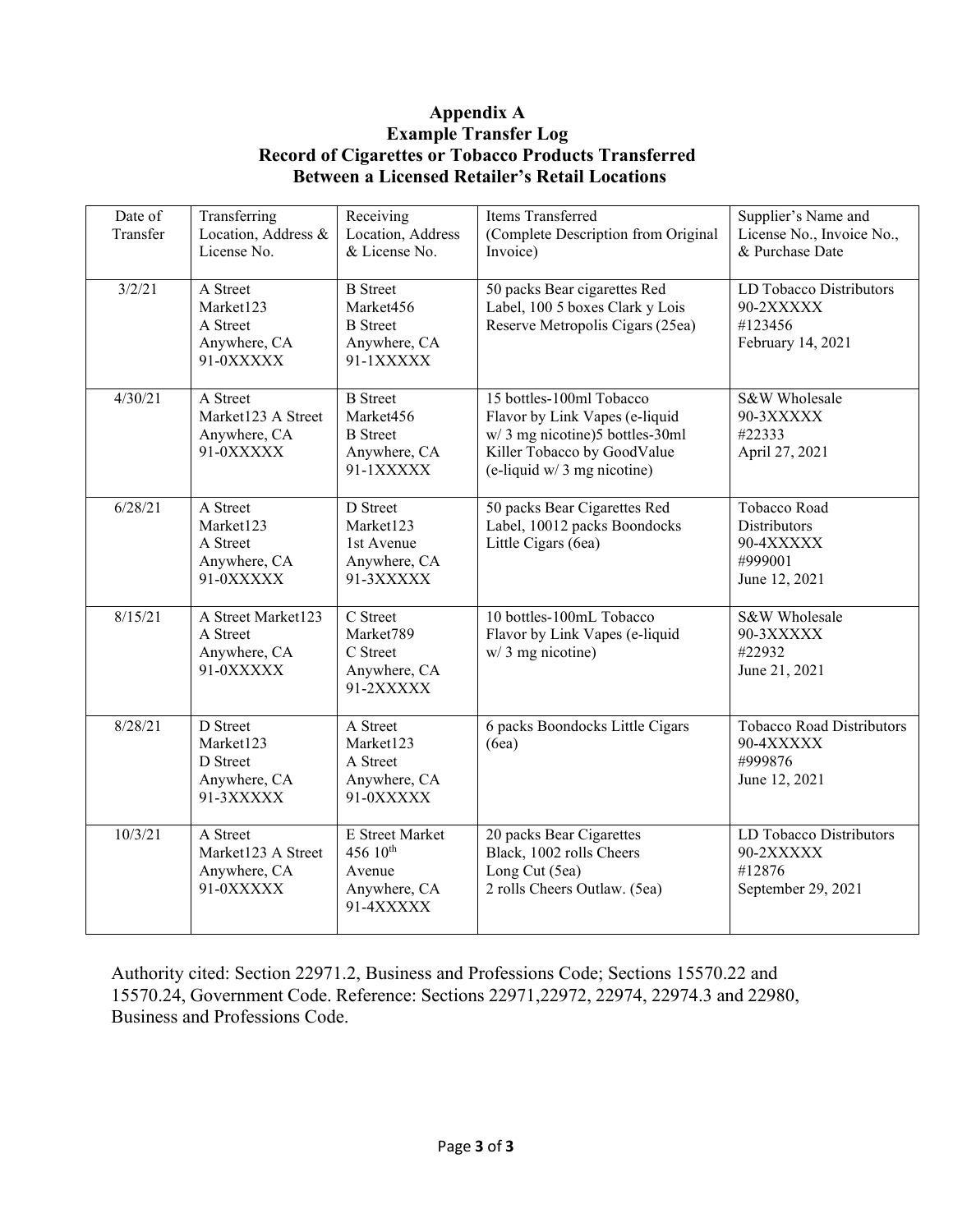**Appendix A**
**Example Transfer Log**
**Record of Cigarettes or Tobacco Products Transferred**
**Between a Licensed Retailer's Retail Locations**

| Date of Transfer | Transferring Location, Address & License No. | Receiving Location, Address & License No. | Items Transferred (Complete Description from Original Invoice) | Supplier's Name and License No., Invoice No., & Purchase Date |
|---|---|---|---|---|
| 3/2/21 | A Street Market123 A Street Anywhere, CA 91-0XXXXX | B Street Market456 B Street Anywhere, CA 91-1XXXXX | 50 packs Bear cigarettes Red Label, 100 5 boxes Clark y Lois Reserve Metropolis Cigars (25ea) | LD Tobacco Distributors 90-2XXXXX #123456 February 14, 2021 |
| 4/30/21 | A Street Market123 A Street Anywhere, CA 91-0XXXXX | B Street Market456 B Street Anywhere, CA 91-1XXXXX | 15 bottles-100ml Tobacco Flavor by Link Vapes (e-liquid w/ 3 mg nicotine)5 bottles-30ml Killer Tobacco by GoodValue (e-liquid w/ 3 mg nicotine) | S&W Wholesale 90-3XXXXX #22333 April 27, 2021 |
| 6/28/21 | A Street Market123 A Street Anywhere, CA 91-0XXXXX | D Street Market123 1st Avenue Anywhere, CA 91-3XXXXX | 50 packs Bear Cigarettes Red Label, 10012 packs Boondocks Little Cigars (6ea) | Tobacco Road Distributors 90-4XXXXX #999001 June 12, 2021 |
| 8/15/21 | A Street Market123 A Street Anywhere, CA 91-0XXXXX | C Street Market789 C Street Anywhere, CA 91-2XXXXX | 10 bottles-100mL Tobacco Flavor by Link Vapes (e-liquid w/ 3 mg nicotine) | S&W Wholesale 90-3XXXXX #22932 June 21, 2021 |
| 8/28/21 | D Street Market123 D Street Anywhere, CA 91-3XXXXX | A Street Market123 A Street Anywhere, CA 91-0XXXXX | 6 packs Boondocks Little Cigars (6ea) | Tobacco Road Distributors 90-4XXXXX #999876 June 12, 2021 |
| 10/3/21 | A Street Market123 A Street Anywhere, CA 91-0XXXXX | E Street Market 456 10th Avenue Anywhere, CA 91-4XXXXX | 20 packs Bear Cigarettes Black, 1002 rolls Cheers Long Cut (5ea) 2 rolls Cheers Outlaw. (5ea) | LD Tobacco Distributors 90-2XXXXX #12876 September 29, 2021 |

Authority cited: Section 22971.2, Business and Professions Code; Sections 15570.22 and 15570.24, Government Code. Reference: Sections 22971,22972, 22974, 22974.3 and 22980, Business and Professions Code.